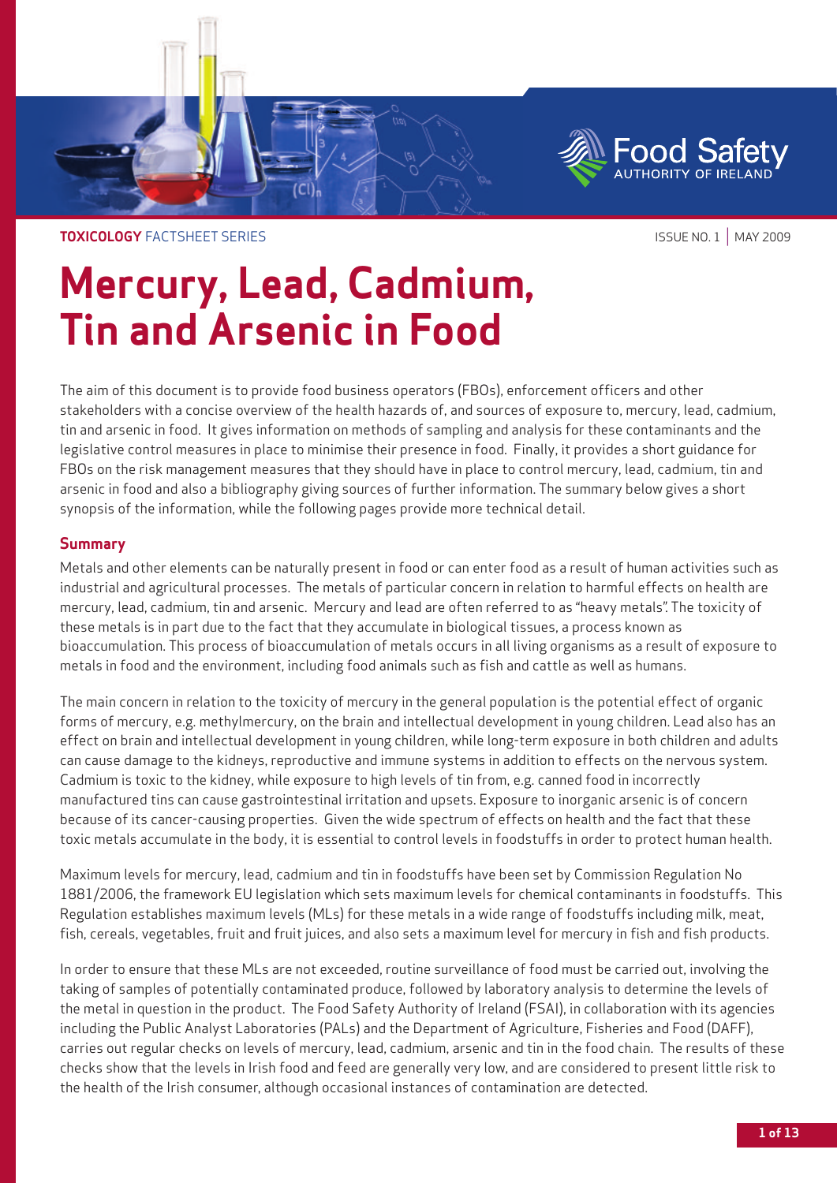**TOXICOLOGY** FACTSHEET SERIES

ISSUE NO. 1 | MAY 2009

# Mercury, Lead, Cadmium, Tin and Arsenic in Food

The aim of this document is to provide food business operators (FBOs), enforcement officers and other stakeholders with a concise overview of the health hazards of, and sources of exposure to, mercury, lead, cadmium, tin and arsenic in food. It gives information on methods of sampling and analysis for these contaminants and the legislative control measures in place to minimise their presence in food. Finally, it provides a short guidance for FBOs on the risk management measures that they should have in place to control mercury, lead, cadmium, tin and arsenic in food and also a bibliography giving sources of further information. The summary below gives a short synopsis of the information, while the following pages provide more technical detail.

## Summary

Metals and other elements can be naturally present in food or can enter food as a result of human activities such as industrial and agricultural processes. The metals of particular concern in relation to harmful effects on health are mercury, lead, cadmium, tin and arsenic. Mercury and lead are often referred to as "heavy metals". The toxicity of these metals is in part due to the fact that they accumulate in biological tissues, a process known as bioaccumulation. This process of bioaccumulation of metals occurs in all living organisms as a result of exposure to metals in food and the environment, including food animals such as fish and cattle as well as humans.

The main concern in relation to the toxicity of mercury in the general population is the potential effect of organic forms of mercury, e.g. methylmercury, on the brain and intellectual development in young children. Lead also has an effect on brain and intellectual development in young children, while long-term exposure in both children and adults can cause damage to the kidneys, reproductive and immune systems in addition to effects on the nervous system. Cadmium is toxic to the kidney, while exposure to high levels of tin from, e.g. canned food in incorrectly manufactured tins can cause gastrointestinal irritation and upsets. Exposure to inorganic arsenic is of concern because of its cancer-causing properties. Given the wide spectrum of effects on health and the fact that these toxic metals accumulate in the body, it is essential to control levels in foodstuffs in order to protect human health.

Maximum levels for mercury, lead, cadmium and tin in foodstuffs have been set by Commission Regulation No 1881/2006, the framework EU legislation which sets maximum levels for chemical contaminants in foodstuffs. This Regulation establishes maximum levels (MLs) for these metals in a wide range of foodstuffs including milk, meat, fish, cereals, vegetables, fruit and fruit juices, and also sets a maximum level for mercury in fish and fish products.

In order to ensure that these MLs are not exceeded, routine surveillance of food must be carried out, involving the taking of samples of potentially contaminated produce, followed by laboratory analysis to determine the levels of the metal in question in the product. The Food Safety Authority of Ireland (FSAI), in collaboration with its agencies including the Public Analyst Laboratories (PALs) and the Department of Agriculture, Fisheries and Food (DAFF), carries out regular checks on levels of mercury, lead, cadmium, arsenic and tin in the food chain. The results of these checks show that the levels in Irish food and feed are generally very low, and are considered to present little risk to the health of the Irish consumer, although occasional instances of contamination are detected.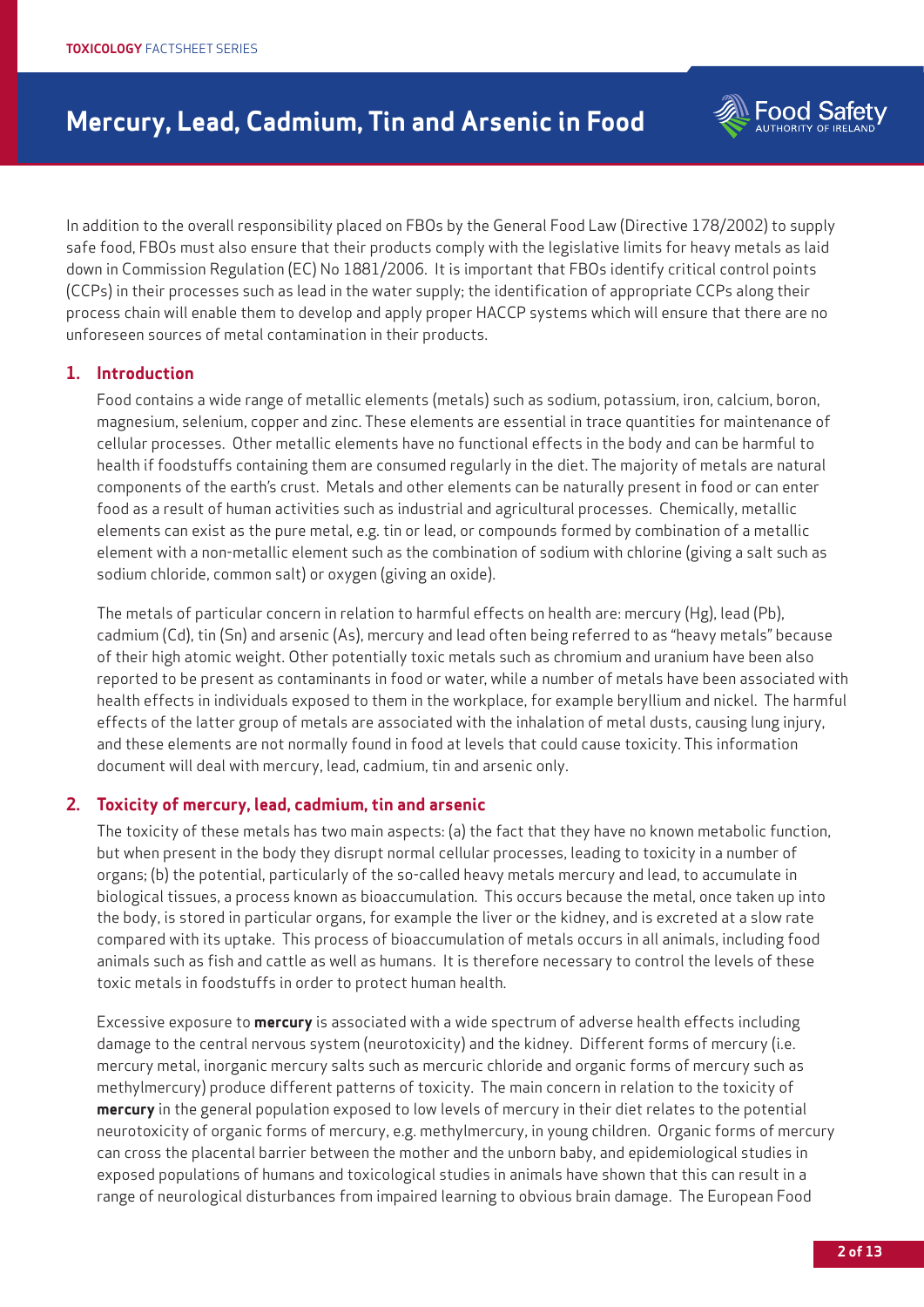In addition to the overall responsibility placed on FBOs by the General Food Law (Directive 178/2002) to supply safe food, FBOs must also ensure that their products comply with the legislative limits for heavy metals as laid down in Commission Regulation (EC) No 1881/2006. It is important that FBOs identify critical control points (CCPs) in their processes such as lead in the water supply; the identification of appropriate CCPs along their process chain will enable them to develop and apply proper HACCP systems which will ensure that there are no unforeseen sources of metal contamination in their products.

## 1. Introduction

Food contains a wide range of metallic elements (metals) such as sodium, potassium, iron, calcium, boron, magnesium, selenium, copper and zinc. These elements are essential in trace quantities for maintenance of cellular processes. Other metallic elements have no functional effects in the body and can be harmful to health if foodstuffs containing them are consumed regularly in the diet. The majority of metals are natural components of the earth's crust. Metals and other elements can be naturally present in food or can enter food as a result of human activities such as industrial and agricultural processes. Chemically, metallic elements can exist as the pure metal, e.g. tin or lead, or compounds formed by combination of a metallic element with a non-metallic element such as the combination of sodium with chlorine (giving a salt such as sodium chloride, common salt) or oxygen (giving an oxide).

The metals of particular concern in relation to harmful effects on health are: mercury (Hg), lead (Pb), cadmium (Cd), tin (Sn) and arsenic (As), mercury and lead often being referred to as "heavy metals" because of their high atomic weight. Other potentially toxic metals such as chromium and uranium have been also reported to be present as contaminants in food or water, while a number of metals have been associated with health effects in individuals exposed to them in the workplace, for example beryllium and nickel. The harmful effects of the latter group of metals are associated with the inhalation of metal dusts, causing lung injury, and these elements are not normally found in food at levels that could cause toxicity. This information document will deal with mercury, lead, cadmium, tin and arsenic only.

## 2. Toxicity of mercury, lead, cadmium, tin and arsenic

The toxicity of these metals has two main aspects: (a) the fact that they have no known metabolic function, but when present in the body they disrupt normal cellular processes, leading to toxicity in a number of organs; (b) the potential, particularly of the so-called heavy metals mercury and lead, to accumulate in biological tissues, a process known as bioaccumulation. This occurs because the metal, once taken up into the body, is stored in particular organs, for example the liver or the kidney, and is excreted at a slow rate compared with its uptake. This process of bioaccumulation of metals occurs in all animals, including food animals such as fish and cattle as well as humans. It is therefore necessary to control the levels of these toxic metals in foodstuffs in order to protect human health.

Excessive exposure to **mercury** is associated with a wide spectrum of adverse health effects including damage to the central nervous system (neurotoxicity) and the kidney. Different forms of mercury (i.e. mercury metal, inorganic mercury salts such as mercuric chloride and organic forms of mercury such as methylmercury) produce different patterns of toxicity. The main concern in relation to the toxicity of **mercury** in the general population exposed to low levels of mercury in their diet relates to the potential neurotoxicity of organic forms of mercury, e.g. methylmercury, in young children. Organic forms of mercury can cross the placental barrier between the mother and the unborn baby, and epidemiological studies in exposed populations of humans and toxicological studies in animals have shown that this can result in a range of neurological disturbances from impaired learning to obvious brain damage. The European Food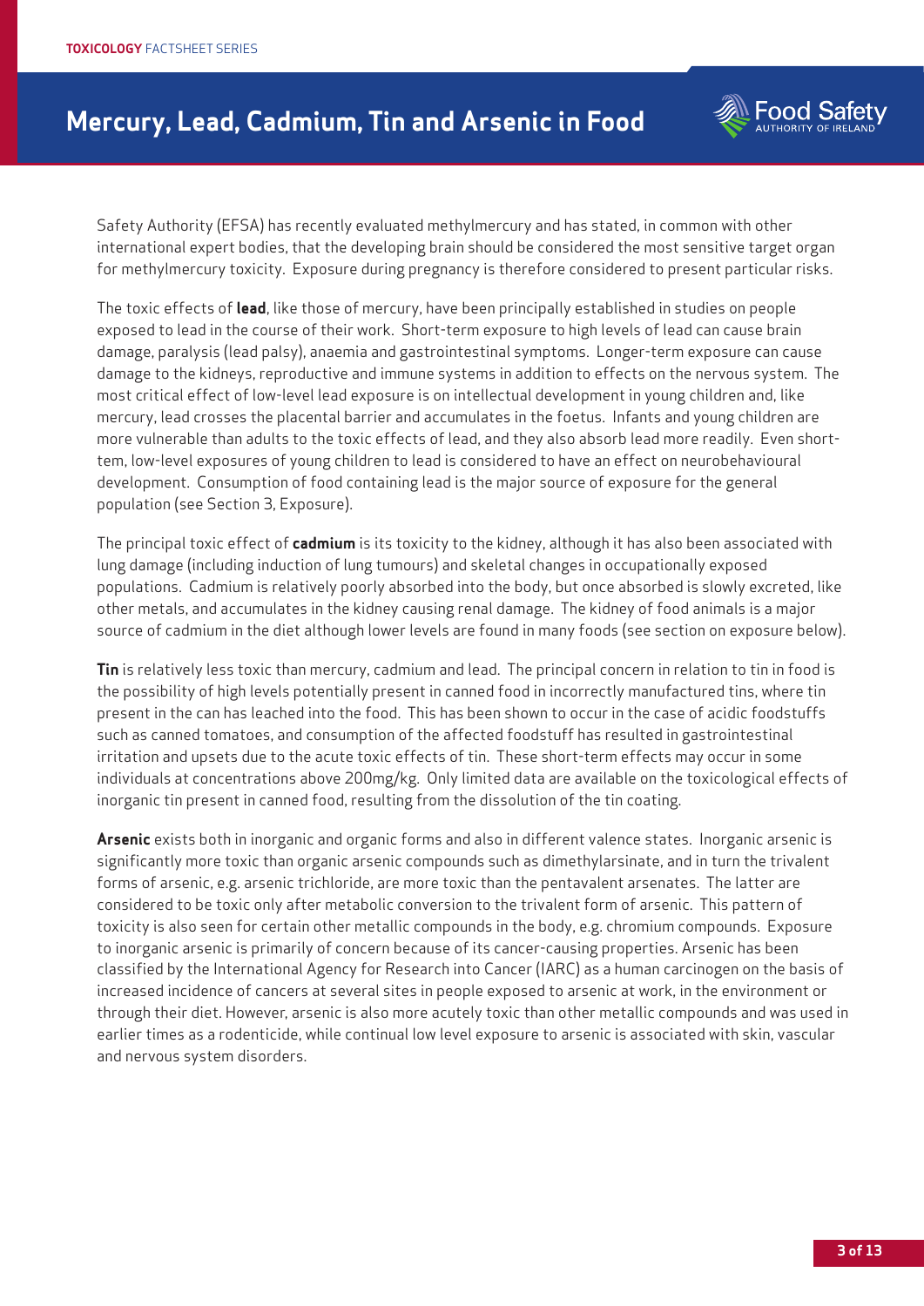Safety Authority (EFSA) has recently evaluated methylmercury and has stated, in common with other international expert bodies, that the developing brain should be considered the most sensitive target organ for methylmercury toxicity. Exposure during pregnancy is therefore considered to present particular risks.

The toxic effects of **lead**, like those of mercury, have been principally established in studies on people exposed to lead in the course of their work. Short-term exposure to high levels of lead can cause brain damage, paralysis (lead palsy), anaemia and gastrointestinal symptoms. Longer-term exposure can cause damage to the kidneys, reproductive and immune systems in addition to effects on the nervous system. The most critical effect of low-level lead exposure is on intellectual development in young children and, like mercury, lead crosses the placental barrier and accumulates in the foetus. Infants and young children are more vulnerable than adults to the toxic effects of lead, and they also absorb lead more readily. Even short-tem, low-level exposures of young children to lead is considered to have an effect on neurobehavioural development. Consumption of food containing lead is the major source of exposure for the general population (see Section 3, Exposure).

The principal toxic effect of **cadmium** is its toxicity to the kidney, although it has also been associated with lung damage (including induction of lung tumours) and skeletal changes in occupationally exposed populations. Cadmium is relatively poorly absorbed into the body, but once absorbed is slowly excreted, like other metals, and accumulates in the kidney causing renal damage. The kidney of food animals is a major source of cadmium in the diet although lower levels are found in many foods (see section on exposure below).

**Tin** is relatively less toxic than mercury, cadmium and lead. The principal concern in relation to tin in food is the possibility of high levels potentially present in canned food in incorrectly manufactured tins, where tin present in the can has leached into the food. This has been shown to occur in the case of acidic foodstuffs such as canned tomatoes, and consumption of the affected foodstuff has resulted in gastrointestinal irritation and upsets due to the acute toxic effects of tin. These short-term effects may occur in some individuals at concentrations above 200mg/kg. Only limited data are available on the toxicological effects of inorganic tin present in canned food, resulting from the dissolution of the tin coating.

**Arsenic** exists both in inorganic and organic forms and also in different valence states. Inorganic arsenic is significantly more toxic than organic arsenic compounds such as dimethylarsinate, and in turn the trivalent forms of arsenic, e.g. arsenic trichloride, are more toxic than the pentavalent arsenates. The latter are considered to be toxic only after metabolic conversion to the trivalent form of arsenic. This pattern of toxicity is also seen for certain other metallic compounds in the body, e.g. chromium compounds. Exposure to inorganic arsenic is primarily of concern because of its cancer-causing properties. Arsenic has been classified by the International Agency for Research into Cancer (IARC) as a human carcinogen on the basis of increased incidence of cancers at several sites in people exposed to arsenic at work, in the environment or through their diet. However, arsenic is also more acutely toxic than other metallic compounds and was used in earlier times as a rodenticide, while continual low level exposure to arsenic is associated with skin, vascular and nervous system disorders.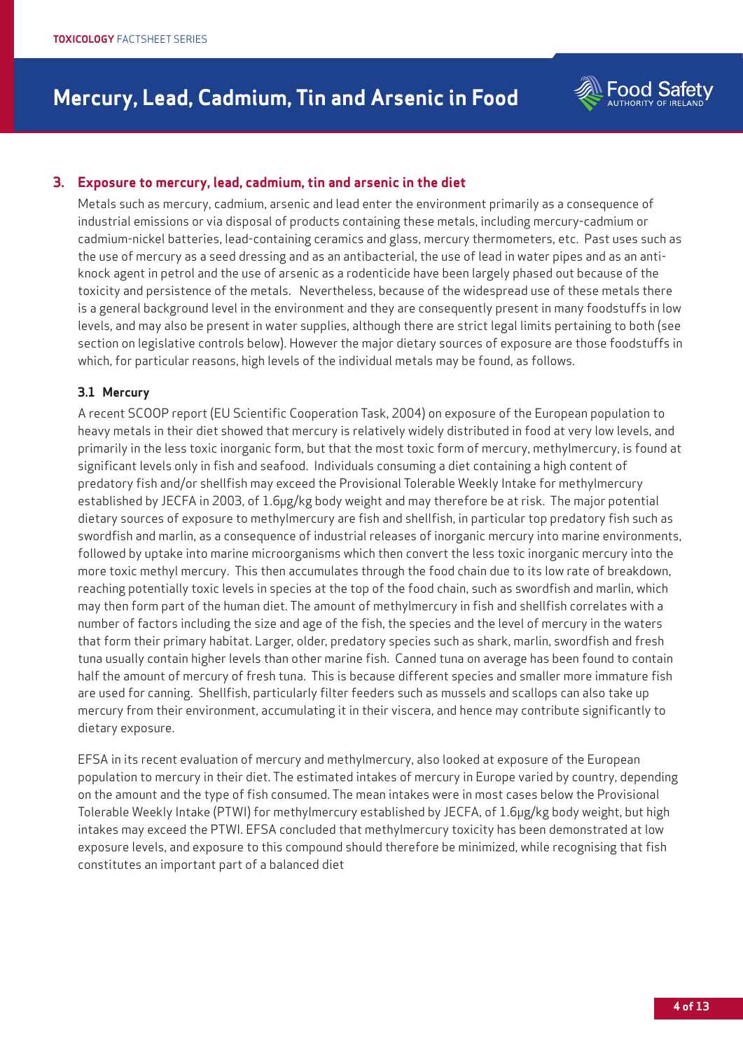## 3. Exposure to mercury, lead, cadmium, tin and arsenic in the diet

Metals such as mercury, cadmium, arsenic and lead enter the environment primarily as a consequence of industrial emissions or via disposal of products containing these metals, including mercury-cadmium or cadmium-nickel batteries, lead-containing ceramics and glass, mercury thermometers, etc. Past uses such as the use of mercury as a seed dressing and as an antibacterial, the use of lead in water pipes and as an anti-knock agent in petrol and the use of arsenic as a rodenticide have been largely phased out because of the toxicity and persistence of the metals. Nevertheless, because of the widespread use of these metals there is a general background level in the environment and they are consequently present in many foodstuffs in low levels, and may also be present in water supplies, although there are strict legal limits pertaining to both (see section on legislative controls below). However the major dietary sources of exposure are those foodstuffs in which, for particular reasons, high levels of the individual metals may be found, as follows.

### 3.1 Mercury

A recent SCOOP report (EU Scientific Cooperation Task, 2004) on exposure of the European population to heavy metals in their diet showed that mercury is relatively widely distributed in food at very low levels, and primarily in the less toxic inorganic form, but that the most toxic form of mercury, methylmercury, is found at significant levels only in fish and seafood. Individuals consuming a diet containing a high content of predatory fish and/or shellfish may exceed the Provisional Tolerable Weekly Intake for methylmercury established by JECFA in 2003, of 1.6μg/kg body weight and may therefore be at risk. The major potential dietary sources of exposure to methylmercury are fish and shellfish, in particular top predatory fish such as swordfish and marlin, as a consequence of industrial releases of inorganic mercury into marine environments, followed by uptake into marine microorganisms which then convert the less toxic inorganic mercury into the more toxic methyl mercury. This then accumulates through the food chain due to its low rate of breakdown, reaching potentially toxic levels in species at the top of the food chain, such as swordfish and marlin, which may then form part of the human diet. The amount of methylmercury in fish and shellfish correlates with a number of factors including the size and age of the fish, the species and the level of mercury in the waters that form their primary habitat. Larger, older, predatory species such as shark, marlin, swordfish and fresh tuna usually contain higher levels than other marine fish. Canned tuna on average has been found to contain half the amount of mercury of fresh tuna. This is because different species and smaller more immature fish are used for canning. Shellfish, particularly filter feeders such as mussels and scallops can also take up mercury from their environment, accumulating it in their viscera, and hence may contribute significantly to dietary exposure.

EFSA in its recent evaluation of mercury and methylmercury, also looked at exposure of the European population to mercury in their diet. The estimated intakes of mercury in Europe varied by country, depending on the amount and the type of fish consumed. The mean intakes were in most cases below the Provisional Tolerable Weekly Intake (PTWI) for methylmercury established by JECFA, of 1.6μg/kg body weight, but high intakes may exceed the PTWI. EFSA concluded that methylmercury toxicity has been demonstrated at low exposure levels, and exposure to this compound should therefore be minimized, while recognising that fish constitutes an important part of a balanced diet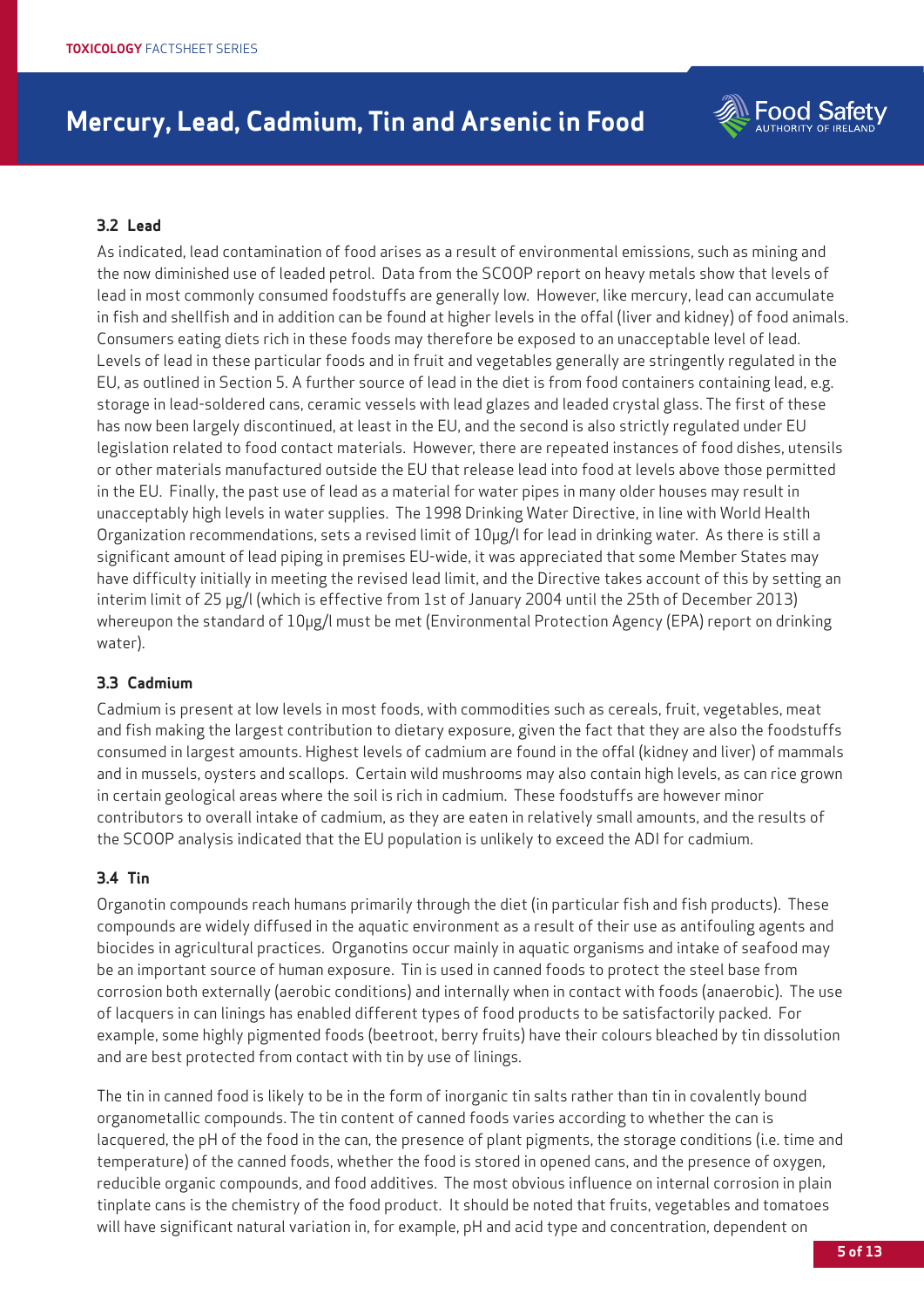### 3.2 Lead

As indicated, lead contamination of food arises as a result of environmental emissions, such as mining and the now diminished use of leaded petrol. Data from the SCOOP report on heavy metals show that levels of lead in most commonly consumed foodstuffs are generally low. However, like mercury, lead can accumulate in fish and shellfish and in addition can be found at higher levels in the offal (liver and kidney) of food animals. Consumers eating diets rich in these foods may therefore be exposed to an unacceptable level of lead. Levels of lead in these particular foods and in fruit and vegetables generally are stringently regulated in the EU, as outlined in Section 5. A further source of lead in the diet is from food containers containing lead, e.g. storage in lead-soldered cans, ceramic vessels with lead glazes and leaded crystal glass. The first of these has now been largely discontinued, at least in the EU, and the second is also strictly regulated under EU legislation related to food contact materials. However, there are repeated instances of food dishes, utensils or other materials manufactured outside the EU that release lead into food at levels above those permitted in the EU. Finally, the past use of lead as a material for water pipes in many older houses may result in unacceptably high levels in water supplies. The 1998 Drinking Water Directive, in line with World Health Organization recommendations, sets a revised limit of 10µg/l for lead in drinking water. As there is still a significant amount of lead piping in premises EU-wide, it was appreciated that some Member States may have difficulty initially in meeting the revised lead limit, and the Directive takes account of this by setting an interim limit of 25 µg/l (which is effective from 1st of January 2004 until the 25th of December 2013) whereupon the standard of 10µg/l must be met (Environmental Protection Agency (EPA) report on drinking water).

### 3.3 Cadmium

Cadmium is present at low levels in most foods, with commodities such as cereals, fruit, vegetables, meat and fish making the largest contribution to dietary exposure, given the fact that they are also the foodstuffs consumed in largest amounts. Highest levels of cadmium are found in the offal (kidney and liver) of mammals and in mussels, oysters and scallops. Certain wild mushrooms may also contain high levels, as can rice grown in certain geological areas where the soil is rich in cadmium. These foodstuffs are however minor contributors to overall intake of cadmium, as they are eaten in relatively small amounts, and the results of the SCOOP analysis indicated that the EU population is unlikely to exceed the ADI for cadmium.

### 3.4 Tin

Organotin compounds reach humans primarily through the diet (in particular fish and fish products). These compounds are widely diffused in the aquatic environment as a result of their use as antifouling agents and biocides in agricultural practices. Organotins occur mainly in aquatic organisms and intake of seafood may be an important source of human exposure. Tin is used in canned foods to protect the steel base from corrosion both externally (aerobic conditions) and internally when in contact with foods (anaerobic). The use of lacquers in can linings has enabled different types of food products to be satisfactorily packed. For example, some highly pigmented foods (beetroot, berry fruits) have their colours bleached by tin dissolution and are best protected from contact with tin by use of linings.

The tin in canned food is likely to be in the form of inorganic tin salts rather than tin in covalently bound organometallic compounds. The tin content of canned foods varies according to whether the can is lacquered, the pH of the food in the can, the presence of plant pigments, the storage conditions (i.e. time and temperature) of the canned foods, whether the food is stored in opened cans, and the presence of oxygen, reducible organic compounds, and food additives. The most obvious influence on internal corrosion in plain tinplate cans is the chemistry of the food product. It should be noted that fruits, vegetables and tomatoes will have significant natural variation in, for example, pH and acid type and concentration, dependent on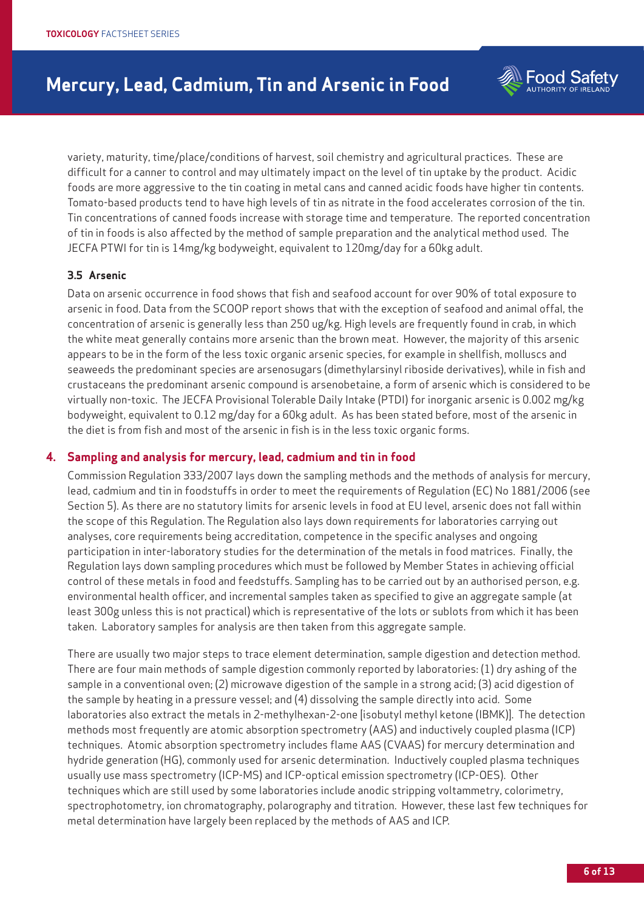variety, maturity, time/place/conditions of harvest, soil chemistry and agricultural practices. These are difficult for a canner to control and may ultimately impact on the level of tin uptake by the product. Acidic foods are more aggressive to the tin coating in metal cans and canned acidic foods have higher tin contents. Tomato-based products tend to have high levels of tin as nitrate in the food accelerates corrosion of the tin. Tin concentrations of canned foods increase with storage time and temperature. The reported concentration of tin in foods is also affected by the method of sample preparation and the analytical method used. The JECFA PTWI for tin is 14mg/kg bodyweight, equivalent to 120mg/day for a 60kg adult.

### 3.5 Arsenic

Data on arsenic occurrence in food shows that fish and seafood account for over 90% of total exposure to arsenic in food. Data from the SCOOP report shows that with the exception of seafood and animal offal, the concentration of arsenic is generally less than 250 ug/kg. High levels are frequently found in crab, in which the white meat generally contains more arsenic than the brown meat. However, the majority of this arsenic appears to be in the form of the less toxic organic arsenic species, for example in shellfish, molluscs and seaweeds the predominant species are arsenosugars (dimethylarsinyl riboside derivatives), while in fish and crustaceans the predominant arsenic compound is arsenobetaine, a form of arsenic which is considered to be virtually non-toxic. The JECFA Provisional Tolerable Daily Intake (PTDI) for inorganic arsenic is 0.002 mg/kg bodyweight, equivalent to 0.12 mg/day for a 60kg adult. As has been stated before, most of the arsenic in the diet is from fish and most of the arsenic in fish is in the less toxic organic forms.

## 4. Sampling and analysis for mercury, lead, cadmium and tin in food

Commission Regulation 333/2007 lays down the sampling methods and the methods of analysis for mercury, lead, cadmium and tin in foodstuffs in order to meet the requirements of Regulation (EC) No 1881/2006 (see Section 5). As there are no statutory limits for arsenic levels in food at EU level, arsenic does not fall within the scope of this Regulation. The Regulation also lays down requirements for laboratories carrying out analyses, core requirements being accreditation, competence in the specific analyses and ongoing participation in inter-laboratory studies for the determination of the metals in food matrices. Finally, the Regulation lays down sampling procedures which must be followed by Member States in achieving official control of these metals in food and feedstuffs. Sampling has to be carried out by an authorised person, e.g. environmental health officer, and incremental samples taken as specified to give an aggregate sample (at least 300g unless this is not practical) which is representative of the lots or sublots from which it has been taken. Laboratory samples for analysis are then taken from this aggregate sample.

There are usually two major steps to trace element determination, sample digestion and detection method. There are four main methods of sample digestion commonly reported by laboratories: (1) dry ashing of the sample in a conventional oven; (2) microwave digestion of the sample in a strong acid; (3) acid digestion of the sample by heating in a pressure vessel; and (4) dissolving the sample directly into acid. Some laboratories also extract the metals in 2-methylhexan-2-one [isobutyl methyl ketone (IBMK)]. The detection methods most frequently are atomic absorption spectrometry (AAS) and inductively coupled plasma (ICP) techniques. Atomic absorption spectrometry includes flame AAS (CVAAS) for mercury determination and hydride generation (HG), commonly used for arsenic determination. Inductively coupled plasma techniques usually use mass spectrometry (ICP-MS) and ICP-optical emission spectrometry (ICP-OES). Other techniques which are still used by some laboratories include anodic stripping voltammetry, colorimetry, spectrophotometry, ion chromatography, polarography and titration. However, these last few techniques for metal determination have largely been replaced by the methods of AAS and ICP.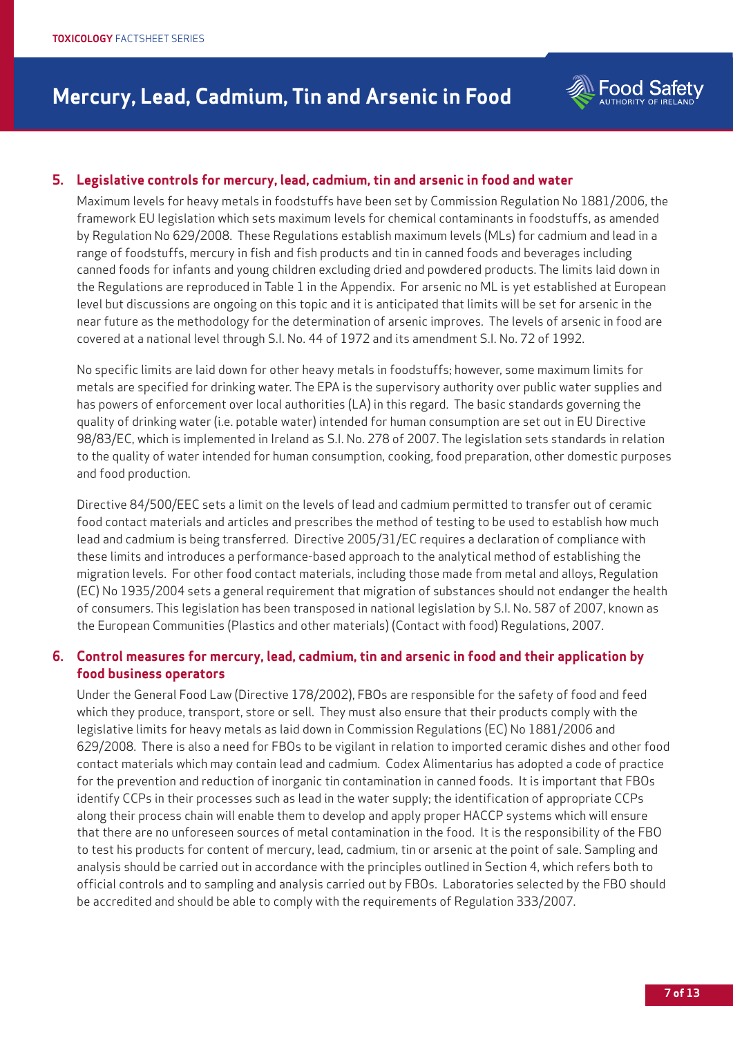## 5. Legislative controls for mercury, lead, cadmium, tin and arsenic in food and water

Maximum levels for heavy metals in foodstuffs have been set by Commission Regulation No 1881/2006, the framework EU legislation which sets maximum levels for chemical contaminants in foodstuffs, as amended by Regulation No 629/2008. These Regulations establish maximum levels (MLs) for cadmium and lead in a range of foodstuffs, mercury in fish and fish products and tin in canned foods and beverages including canned foods for infants and young children excluding dried and powdered products. The limits laid down in the Regulations are reproduced in Table 1 in the Appendix. For arsenic no ML is yet established at European level but discussions are ongoing on this topic and it is anticipated that limits will be set for arsenic in the near future as the methodology for the determination of arsenic improves. The levels of arsenic in food are covered at a national level through S.I. No. 44 of 1972 and its amendment S.I. No. 72 of 1992.

No specific limits are laid down for other heavy metals in foodstuffs; however, some maximum limits for metals are specified for drinking water. The EPA is the supervisory authority over public water supplies and has powers of enforcement over local authorities (LA) in this regard. The basic standards governing the quality of drinking water (i.e. potable water) intended for human consumption are set out in EU Directive 98/83/EC, which is implemented in Ireland as S.I. No. 278 of 2007. The legislation sets standards in relation to the quality of water intended for human consumption, cooking, food preparation, other domestic purposes and food production.

Directive 84/500/EEC sets a limit on the levels of lead and cadmium permitted to transfer out of ceramic food contact materials and articles and prescribes the method of testing to be used to establish how much lead and cadmium is being transferred. Directive 2005/31/EC requires a declaration of compliance with these limits and introduces a performance-based approach to the analytical method of establishing the migration levels. For other food contact materials, including those made from metal and alloys, Regulation (EC) No 1935/2004 sets a general requirement that migration of substances should not endanger the health of consumers. This legislation has been transposed in national legislation by S.I. No. 587 of 2007, known as the European Communities (Plastics and other materials) (Contact with food) Regulations, 2007.

## 6. Control measures for mercury, lead, cadmium, tin and arsenic in food and their application by food business operators

Under the General Food Law (Directive 178/2002), FBOs are responsible for the safety of food and feed which they produce, transport, store or sell. They must also ensure that their products comply with the legislative limits for heavy metals as laid down in Commission Regulations (EC) No 1881/2006 and 629/2008. There is also a need for FBOs to be vigilant in relation to imported ceramic dishes and other food contact materials which may contain lead and cadmium. Codex Alimentarius has adopted a code of practice for the prevention and reduction of inorganic tin contamination in canned foods. It is important that FBOs identify CCPs in their processes such as lead in the water supply; the identification of appropriate CCPs along their process chain will enable them to develop and apply proper HACCP systems which will ensure that there are no unforeseen sources of metal contamination in the food. It is the responsibility of the FBO to test his products for content of mercury, lead, cadmium, tin or arsenic at the point of sale. Sampling and analysis should be carried out in accordance with the principles outlined in Section 4, which refers both to official controls and to sampling and analysis carried out by FBOs. Laboratories selected by the FBO should be accredited and should be able to comply with the requirements of Regulation 333/2007.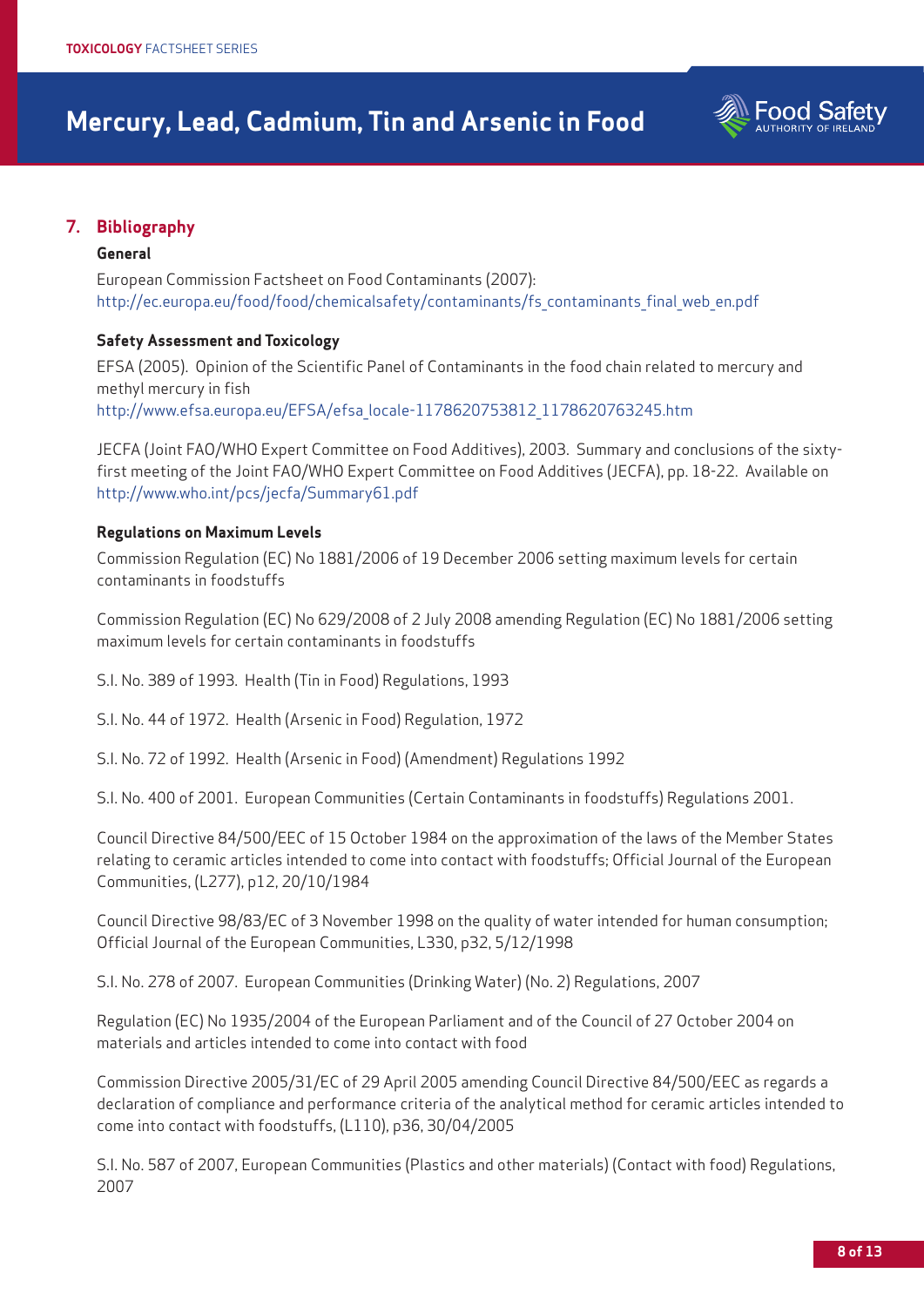## 7. Bibliography

### General

European Commission Factsheet on Food Contaminants (2007):
http://ec.europa.eu/food/food/chemicalsafety/contaminants/fs_contaminants_final_web_en.pdf

### Safety Assessment and Toxicology

EFSA (2005). Opinion of the Scientific Panel of Contaminants in the food chain related to mercury and methyl mercury in fish
http://www.efsa.europa.eu/EFSA/efsa_locale-1178620753812_1178620763245.htm

JECFA (Joint FAO/WHO Expert Committee on Food Additives), 2003. Summary and conclusions of the sixty-first meeting of the Joint FAO/WHO Expert Committee on Food Additives (JECFA), pp. 18-22. Available on http://www.who.int/pcs/jecfa/Summary61.pdf

### Regulations on Maximum Levels

Commission Regulation (EC) No 1881/2006 of 19 December 2006 setting maximum levels for certain contaminants in foodstuffs

Commission Regulation (EC) No 629/2008 of 2 July 2008 amending Regulation (EC) No 1881/2006 setting maximum levels for certain contaminants in foodstuffs

S.I. No. 389 of 1993. Health (Tin in Food) Regulations, 1993

S.I. No. 44 of 1972. Health (Arsenic in Food) Regulation, 1972

S.I. No. 72 of 1992. Health (Arsenic in Food) (Amendment) Regulations 1992

S.I. No. 400 of 2001. European Communities (Certain Contaminants in foodstuffs) Regulations 2001.

Council Directive 84/500/EEC of 15 October 1984 on the approximation of the laws of the Member States relating to ceramic articles intended to come into contact with foodstuffs; Official Journal of the European Communities, (L277), p12, 20/10/1984

Council Directive 98/83/EC of 3 November 1998 on the quality of water intended for human consumption; Official Journal of the European Communities, L330, p32, 5/12/1998

S.I. No. 278 of 2007. European Communities (Drinking Water) (No. 2) Regulations, 2007

Regulation (EC) No 1935/2004 of the European Parliament and of the Council of 27 October 2004 on materials and articles intended to come into contact with food

Commission Directive 2005/31/EC of 29 April 2005 amending Council Directive 84/500/EEC as regards a declaration of compliance and performance criteria of the analytical method for ceramic articles intended to come into contact with foodstuffs, (L110), p36, 30/04/2005

S.I. No. 587 of 2007, European Communities (Plastics and other materials) (Contact with food) Regulations, 2007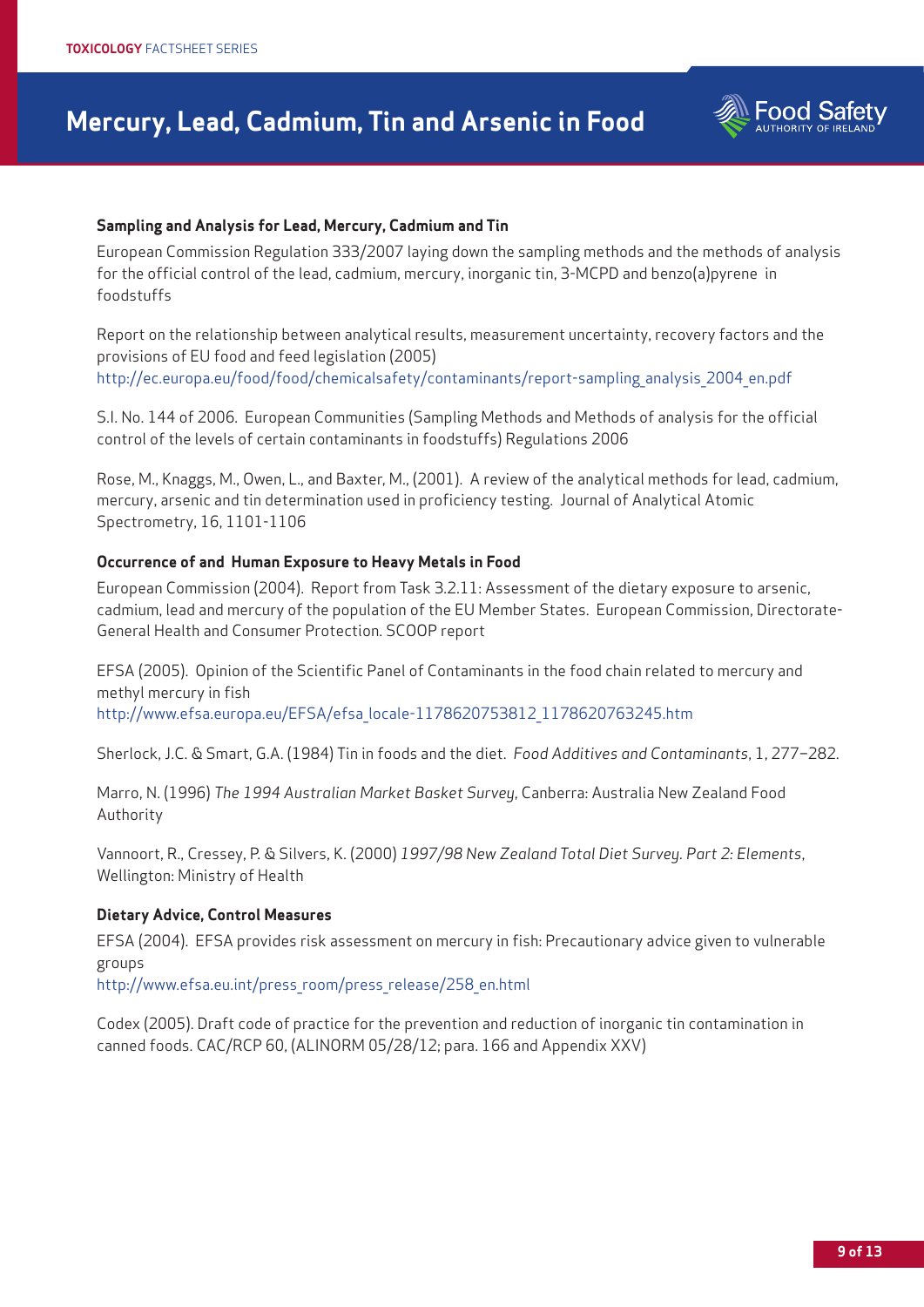### Sampling and Analysis for Lead, Mercury, Cadmium and Tin

European Commission Regulation 333/2007 laying down the sampling methods and the methods of analysis for the official control of the lead, cadmium, mercury, inorganic tin, 3-MCPD and benzo(a)pyrene in foodstuffs

Report on the relationship between analytical results, measurement uncertainty, recovery factors and the provisions of EU food and feed legislation (2005)
http://ec.europa.eu/food/food/chemicalsafety/contaminants/report-sampling_analysis_2004_en.pdf

S.I. No. 144 of 2006. European Communities (Sampling Methods and Methods of analysis for the official control of the levels of certain contaminants in foodstuffs) Regulations 2006

Rose, M., Knaggs, M., Owen, L., and Baxter, M., (2001). A review of the analytical methods for lead, cadmium, mercury, arsenic and tin determination used in proficiency testing. Journal of Analytical Atomic Spectrometry, 16, 1101-1106

### Occurrence of and Human Exposure to Heavy Metals in Food

European Commission (2004). Report from Task 3.2.11: Assessment of the dietary exposure to arsenic, cadmium, lead and mercury of the population of the EU Member States. European Commission, Directorate-General Health and Consumer Protection. SCOOP report

EFSA (2005). Opinion of the Scientific Panel of Contaminants in the food chain related to mercury and methyl mercury in fish
http://www.efsa.europa.eu/EFSA/efsa_locale-1178620753812_1178620763245.htm

Sherlock, J.C. & Smart, G.A. (1984) Tin in foods and the diet. *Food Additives and Contaminants*, 1, 277–282.

Marro, N. (1996) *The 1994 Australian Market Basket Survey*, Canberra: Australia New Zealand Food Authority

Vannoort, R., Cressey, P. & Silvers, K. (2000) *1997/98 New Zealand Total Diet Survey. Part 2: Elements*, Wellington: Ministry of Health

### Dietary Advice, Control Measures

EFSA (2004). EFSA provides risk assessment on mercury in fish: Precautionary advice given to vulnerable groups
http://www.efsa.eu.int/press_room/press_release/258_en.html

Codex (2005). Draft code of practice for the prevention and reduction of inorganic tin contamination in canned foods. CAC/RCP 60, (ALINORM 05/28/12; para. 166 and Appendix XXV)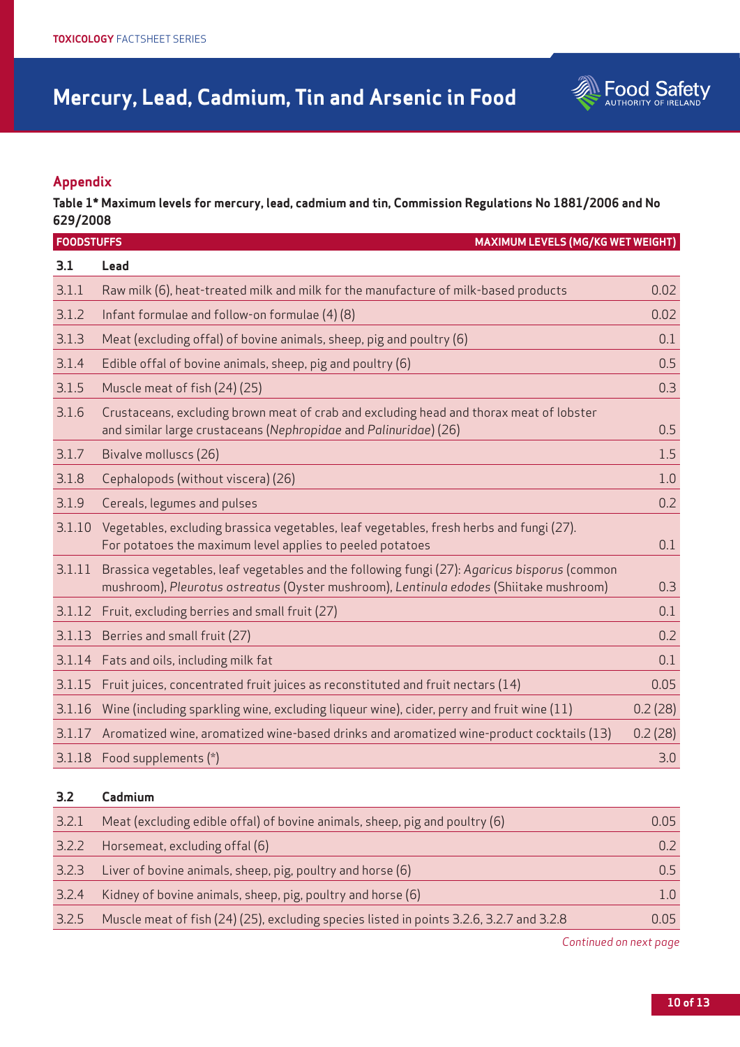## Appendix

**Table 1\* Maximum levels for mercury, lead, cadmium and tin, Commission Regulations No 1881/2006 and No 629/2008**

| | FOODSTUFFS | MAXIMUM LEVELS (MG/KG WET WEIGHT) |
|---|---|---|
| **3.1** | **Lead** | |
| 3.1.1 | Raw milk (6), heat-treated milk and milk for the manufacture of milk-based products | 0.02 |
| 3.1.2 | Infant formulae and follow-on formulae (4) (8) | 0.02 |
| 3.1.3 | Meat (excluding offal) of bovine animals, sheep, pig and poultry (6) | 0.1 |
| 3.1.4 | Edible offal of bovine animals, sheep, pig and poultry (6) | 0.5 |
| 3.1.5 | Muscle meat of fish (24) (25) | 0.3 |
| 3.1.6 | Crustaceans, excluding brown meat of crab and excluding head and thorax meat of lobster and similar large crustaceans (*Nephropidae* and *Palinuridae*) (26) | 0.5 |
| 3.1.7 | Bivalve molluscs (26) | 1.5 |
| 3.1.8 | Cephalopods (without viscera) (26) | 1.0 |
| 3.1.9 | Cereals, legumes and pulses | 0.2 |
| 3.1.10 | Vegetables, excluding brassica vegetables, leaf vegetables, fresh herbs and fungi (27). For potatoes the maximum level applies to peeled potatoes | 0.1 |
| 3.1.11 | Brassica vegetables, leaf vegetables and the following fungi (27): *Agaricus bisporus* (common mushroom), *Pleurotus ostreatus* (Oyster mushroom), *Lentinula edodes* (Shiitake mushroom) | 0.3 |
| 3.1.12 | Fruit, excluding berries and small fruit (27) | 0.1 |
| 3.1.13 | Berries and small fruit (27) | 0.2 |
| 3.1.14 | Fats and oils, including milk fat | 0.1 |
| 3.1.15 | Fruit juices, concentrated fruit juices as reconstituted and fruit nectars (14) | 0.05 |
| 3.1.16 | Wine (including sparkling wine, excluding liqueur wine), cider, perry and fruit wine (11) | 0.2 (28) |
| 3.1.17 | Aromatized wine, aromatized wine-based drinks and aromatized wine-product cocktails (13) | 0.2 (28) |
| 3.1.18 | Food supplements (\*) | 3.0 |
| **3.2** | **Cadmium** | |
| 3.2.1 | Meat (excluding edible offal) of bovine animals, sheep, pig and poultry (6) | 0.05 |
| 3.2.2 | Horsemeat, excluding offal (6) | 0.2 |
| 3.2.3 | Liver of bovine animals, sheep, pig, poultry and horse (6) | 0.5 |
| 3.2.4 | Kidney of bovine animals, sheep, pig, poultry and horse (6) | 1.0 |
| 3.2.5 | Muscle meat of fish (24) (25), excluding species listed in points 3.2.6, 3.2.7 and 3.2.8 | 0.05 |

*Continued on next page*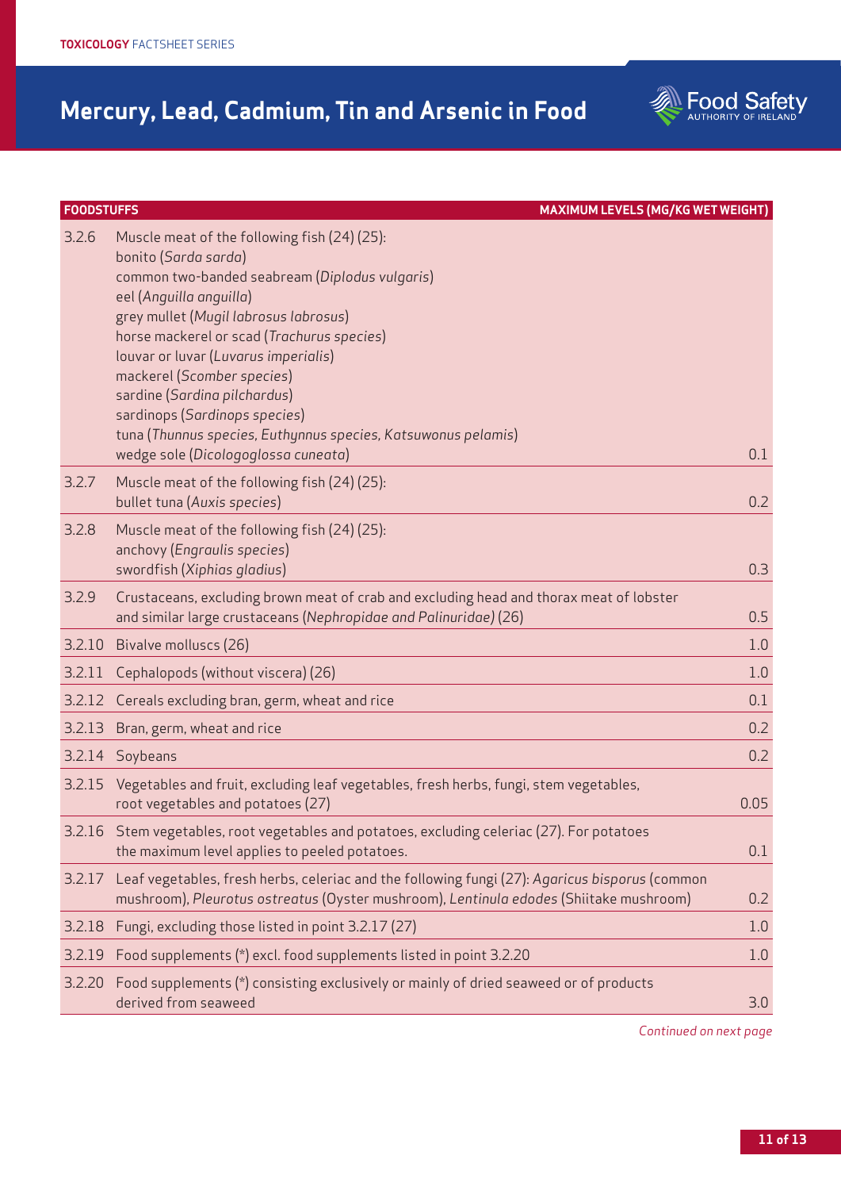| FOODSTUFFS | | MAXIMUM LEVELS (MG/KG WET WEIGHT) |
|---|---|---|
| 3.2.6 | Muscle meat of the following fish (24) (25):<br>bonito (*Sarda sarda*)<br>common two-banded seabream (*Diplodus vulgaris*)<br>eel (*Anguilla anguilla*)<br>grey mullet (*Mugil labrosus labrosus*)<br>horse mackerel or scad (*Trachurus species*)<br>louvar or luvar (*Luvarus imperialis*)<br>mackerel (*Scomber species*)<br>sardine (*Sardina pilchardus*)<br>sardinops (*Sardinops species*)<br>tuna (*Thunnus species, Euthynnus species, Katsuwonus pelamis*)<br>wedge sole (*Dicologoglossa cuneata*) | 0.1 |
| 3.2.7 | Muscle meat of the following fish (24) (25):<br>bullet tuna (*Auxis species*) | 0.2 |
| 3.2.8 | Muscle meat of the following fish (24) (25):<br>anchovy (*Engraulis species*)<br>swordfish (*Xiphias gladius*) | 0.3 |
| 3.2.9 | Crustaceans, excluding brown meat of crab and excluding head and thorax meat of lobster and similar large crustaceans (*Nephropidae and Palinuridae*) (26) | 0.5 |
| 3.2.10 | Bivalve molluscs (26) | 1.0 |
| 3.2.11 | Cephalopods (without viscera) (26) | 1.0 |
| 3.2.12 | Cereals excluding bran, germ, wheat and rice | 0.1 |
| 3.2.13 | Bran, germ, wheat and rice | 0.2 |
| 3.2.14 | Soybeans | 0.2 |
| 3.2.15 | Vegetables and fruit, excluding leaf vegetables, fresh herbs, fungi, stem vegetables, root vegetables and potatoes (27) | 0.05 |
| 3.2.16 | Stem vegetables, root vegetables and potatoes, excluding celeriac (27). For potatoes the maximum level applies to peeled potatoes. | 0.1 |
| 3.2.17 | Leaf vegetables, fresh herbs, celeriac and the following fungi (27): *Agaricus bisporus* (common mushroom), *Pleurotus ostreatus* (Oyster mushroom), *Lentinula edodes* (Shiitake mushroom) | 0.2 |
| 3.2.18 | Fungi, excluding those listed in point 3.2.17 (27) | 1.0 |
| 3.2.19 | Food supplements (*) excl. food supplements listed in point 3.2.20 | 1.0 |
| 3.2.20 | Food supplements (*) consisting exclusively or mainly of dried seaweed or of products derived from seaweed | 3.0 |

*Continued on next page*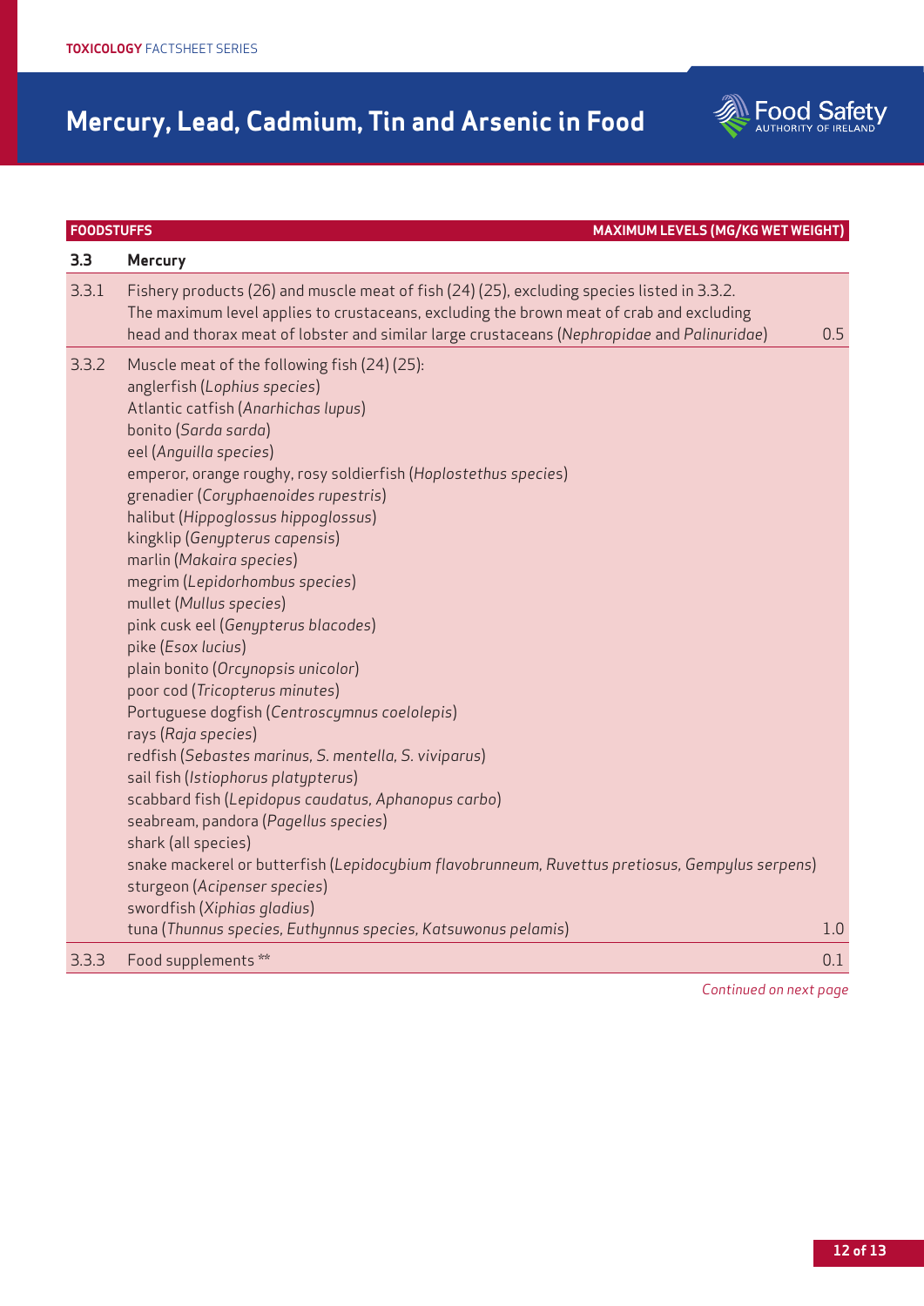# Mercury, Lead, Cadmium, Tin and Arsenic in Food

| FOODSTUFFS | | MAXIMUM LEVELS (MG/KG WET WEIGHT) |
|---|---|---|
| **3.3** | **Mercury** | |
| 3.3.1 | Fishery products (26) and muscle meat of fish (24) (25), excluding species listed in 3.3.2. The maximum level applies to crustaceans, excluding the brown meat of crab and excluding head and thorax meat of lobster and similar large crustaceans (*Nephropidae* and *Palinuridae*) | 0.5 |
| 3.3.2 | Muscle meat of the following fish (24) (25):<br>anglerfish (*Lophius species*)<br>Atlantic catfish (*Anarhichas lupus*)<br>bonito (*Sarda sarda*)<br>eel (*Anguilla species*)<br>emperor, orange roughy, rosy soldierfish (*Hoplostethus species*)<br>grenadier (*Coryphaenoides rupestris*)<br>halibut (*Hippoglossus hippoglossus*)<br>kingklip (*Genypterus capensis*)<br>marlin (*Makaira species*)<br>megrim (*Lepidorhombus species*)<br>mullet (*Mullus species*)<br>pink cusk eel (*Genypterus blacodes*)<br>pike (*Esox lucius*)<br>plain bonito (*Orcynopsis unicolor*)<br>poor cod (*Tricopterus minutes*)<br>Portuguese dogfish (*Centroscymnus coelolepis*)<br>rays (*Raja species*)<br>redfish (*Sebastes marinus, S. mentella, S. viviparus*)<br>sail fish (*Istiophorus platypterus*)<br>scabbard fish (*Lepidopus caudatus, Aphanopus carbo*)<br>seabream, pandora (*Pagellus species*)<br>shark (all species)<br>snake mackerel or butterfish (*Lepidocybium flavobrunneum, Ruvettus pretiosus, Gempylus serpens*)<br>sturgeon (*Acipenser species*)<br>swordfish (*Xiphias gladius*)<br>tuna (*Thunnus species, Euthynnus species, Katsuwonus pelamis*) | 1.0 |
| 3.3.3 | Food supplements ** | 0.1 |

*Continued on next page*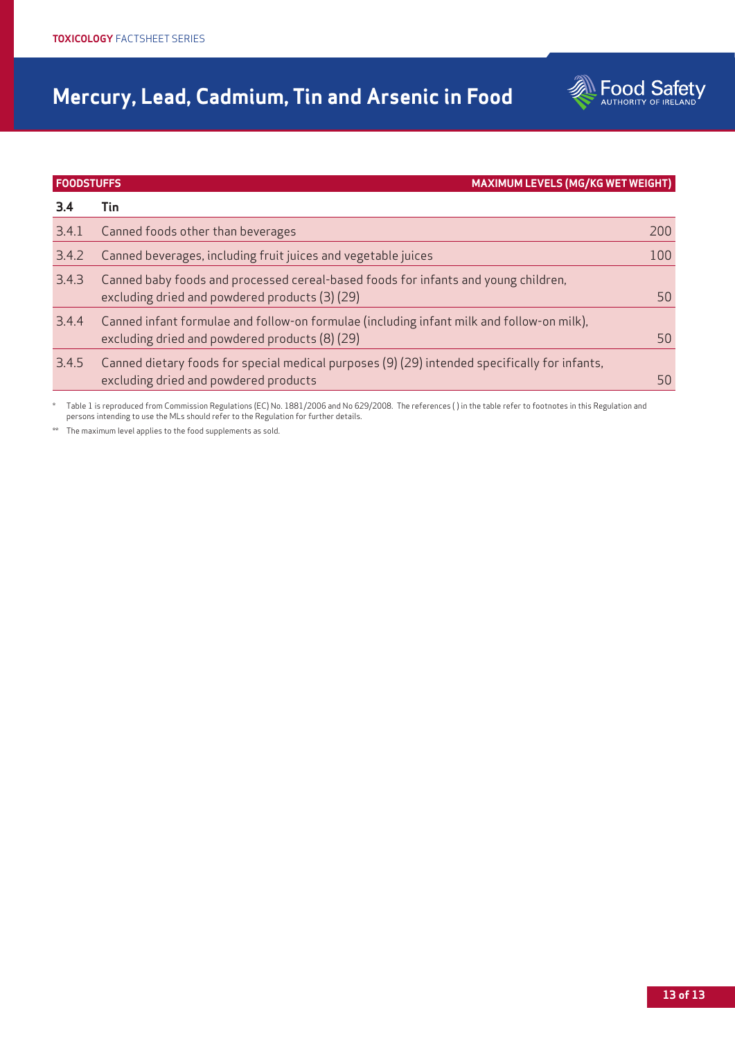| FOODSTUFFS | | MAXIMUM LEVELS (MG/KG WET WEIGHT) |
|---|---|---|
| **3.4** | **Tin** | |
| 3.4.1 | Canned foods other than beverages | 200 |
| 3.4.2 | Canned beverages, including fruit juices and vegetable juices | 100 |
| 3.4.3 | Canned baby foods and processed cereal-based foods for infants and young children, excluding dried and powdered products (3) (29) | 50 |
| 3.4.4 | Canned infant formulae and follow-on formulae (including infant milk and follow-on milk), excluding dried and powdered products (8) (29) | 50 |
| 3.4.5 | Canned dietary foods for special medical purposes (9) (29) intended specifically for infants, excluding dried and powdered products | 50 |

* Table 1 is reproduced from Commission Regulations (EC) No. 1881/2006 and No 629/2008. The references ( ) in the table refer to footnotes in this Regulation and persons intending to use the MLs should refer to the Regulation for further details.

** The maximum level applies to the food supplements as sold.